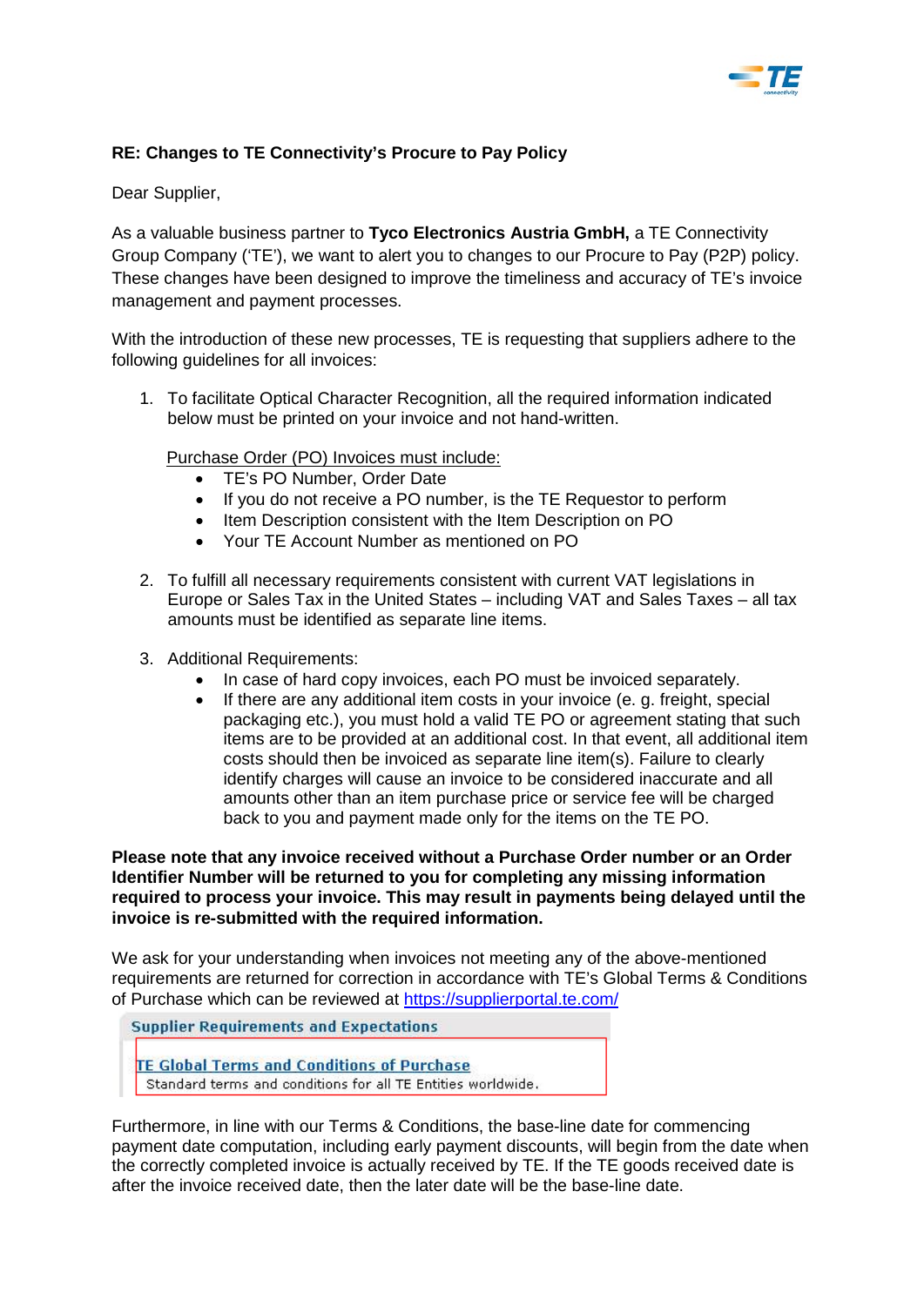**RE: Changes to TE Connectivity's Procure to Pay Policy**

Dear Supplier,

As a valuable business partner to **Tyco Electronics Austria GmbH,** a TE Connectivity Group Company ('TE'), we want to alert you to changes to our Procure to Pay (P2P) policy. These changes have been designed to improve the timeliness and accuracy of TE's invoice management and payment processes.

With the introduction of these new processes, TE is requesting that suppliers adhere to the following guidelines for all invoices:

1. To facilitate Optical Character Recognition, all the required information indicated below must be printed on your invoice and not hand-written.

   Purchase Order (PO) Invoices must include:
   - TE's PO Number, Order Date
   - If you do not receive a PO number, is the TE Requestor to perform
   - Item Description consistent with the Item Description on PO
   - Your TE Account Number as mentioned on PO

2. To fulfill all necessary requirements consistent with current VAT legislations in Europe or Sales Tax in the United States – including VAT and Sales Taxes – all tax amounts must be identified as separate line items.

3. Additional Requirements:
   - In case of hard copy invoices, each PO must be invoiced separately.
   - If there are any additional item costs in your invoice (e. g. freight, special packaging etc.), you must hold a valid TE PO or agreement stating that such items are to be provided at an additional cost. In that event, all additional item costs should then be invoiced as separate line item(s). Failure to clearly identify charges will cause an invoice to be considered inaccurate and all amounts other than an item purchase price or service fee will be charged back to you and payment made only for the items on the TE PO.

**Please note that any invoice received without a Purchase Order number or an Order Identifier Number will be returned to you for completing any missing information required to process your invoice. This may result in payments being delayed until the invoice is re-submitted with the required information.**

We ask for your understanding when invoices not meeting any of the above-mentioned requirements are returned for correction in accordance with TE's Global Terms & Conditions of Purchase which can be reviewed at https://supplierportal.te.com/

**Supplier Requirements and Expectations**

TE Global Terms and Conditions of Purchase
Standard terms and conditions for all TE Entities worldwide.

Furthermore, in line with our Terms & Conditions, the base-line date for commencing payment date computation, including early payment discounts, will begin from the date when the correctly completed invoice is actually received by TE. If the TE goods received date is after the invoice received date, then the later date will be the base-line date.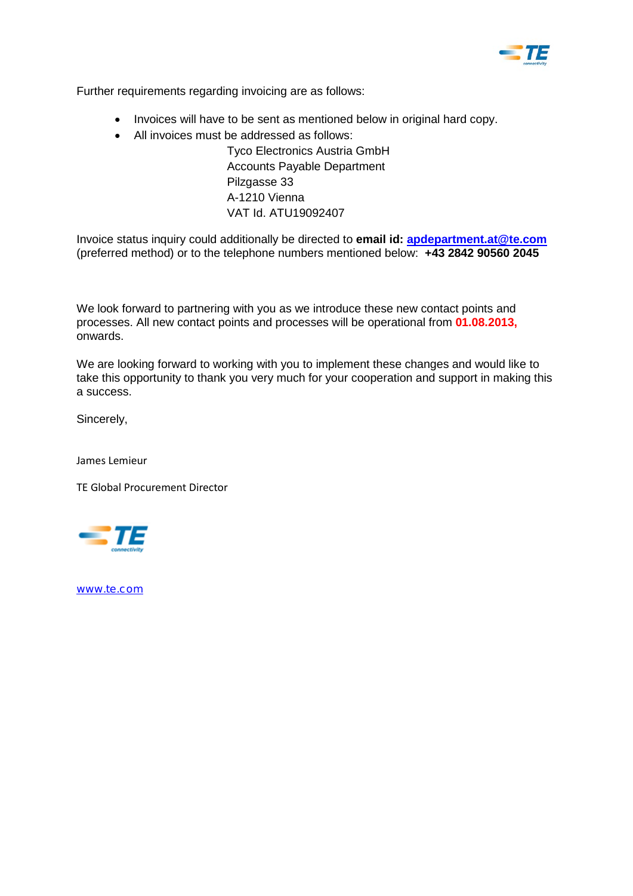Further requirements regarding invoicing are as follows:

- Invoices will have to be sent as mentioned below in original hard copy.
- All invoices must be addressed as follows:

  Tyco Electronics Austria GmbH
  Accounts Payable Department
  Pilzgasse 33
  A-1210 Vienna
  VAT Id. ATU19092407

Invoice status inquiry could additionally be directed to **email id: apdepartment.at@te.com** (preferred method) or to the telephone numbers mentioned below: **+43 2842 90560 2045**

We look forward to partnering with you as we introduce these new contact points and processes. All new contact points and processes will be operational from **01.08.2013,** onwards.

We are looking forward to working with you to implement these changes and would like to take this opportunity to thank you very much for your cooperation and support in making this a success.

Sincerely,

James Lemieur

TE Global Procurement Director

www.te.com